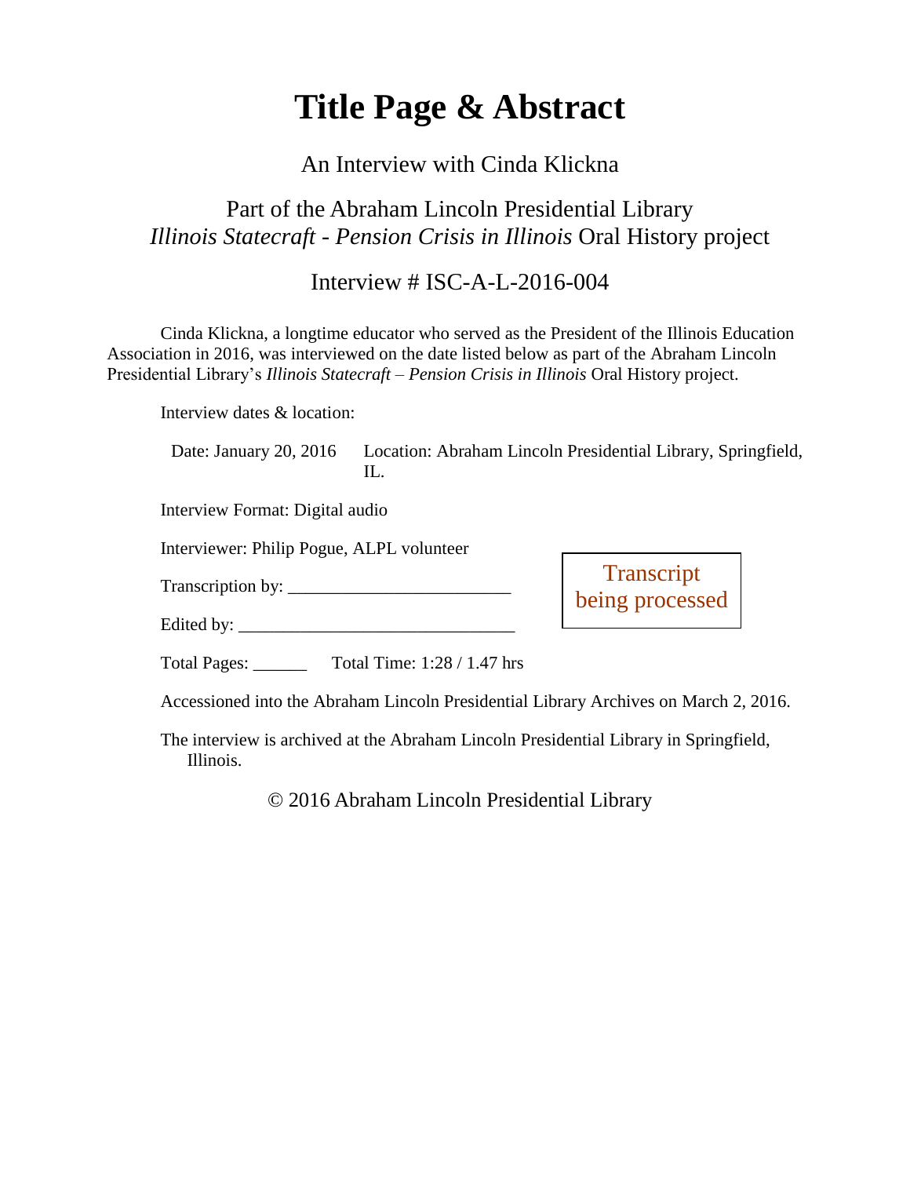# Title Page & Abstract

An Interview with Cinda Klickna

Part of the Abraham Lincoln Presidential Library
*Illinois Statecraft - Pension Crisis in Illinois* Oral History project

Interview # ISC-A-L-2016-004

Cinda Klickna, a longtime educator who served as the President of the Illinois Education Association in 2016, was interviewed on the date listed below as part of the Abraham Lincoln Presidential Library's *Illinois Statecraft – Pension Crisis in Illinois* Oral History project.

Interview dates & location:

Date: January 20, 2016  Location: Abraham Lincoln Presidential Library, Springfield, IL.

Interview Format: Digital audio

Interviewer: Philip Pogue, ALPL volunteer

Transcription by: ________________________

Edited by: ______________________________

Transcript being processed

Total Pages: ______  Total Time: 1:28 / 1.47 hrs

Accessioned into the Abraham Lincoln Presidential Library Archives on March 2, 2016.

The interview is archived at the Abraham Lincoln Presidential Library in Springfield, Illinois.

© 2016 Abraham Lincoln Presidential Library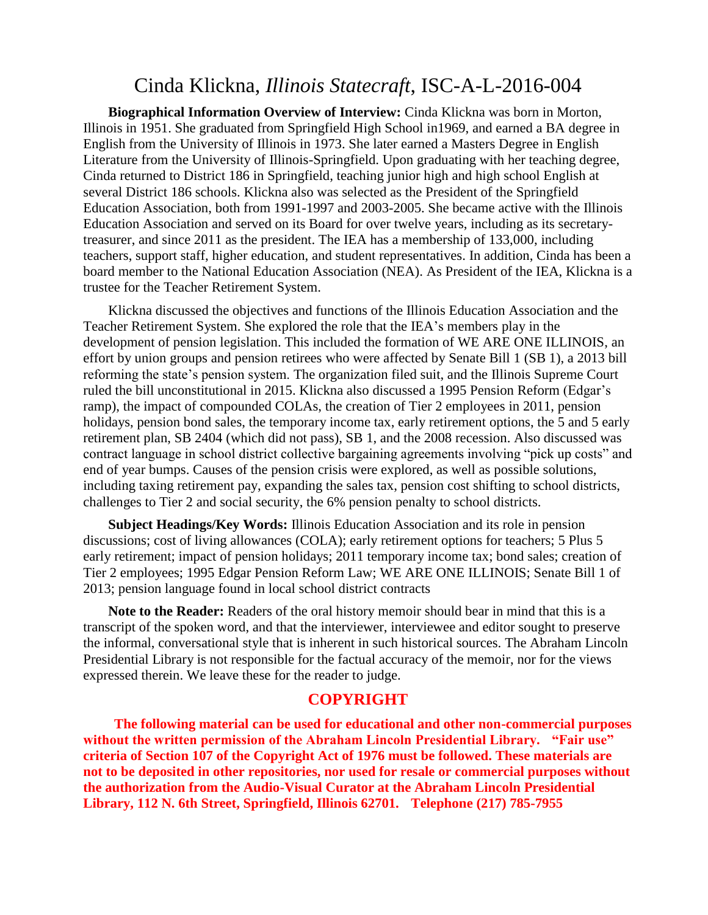# Cinda Klickna, *Illinois Statecraft*, ISC-A-L-2016-004

**Biographical Information Overview of Interview:** Cinda Klickna was born in Morton, Illinois in 1951. She graduated from Springfield High School in1969, and earned a BA degree in English from the University of Illinois in 1973. She later earned a Masters Degree in English Literature from the University of Illinois-Springfield. Upon graduating with her teaching degree, Cinda returned to District 186 in Springfield, teaching junior high and high school English at several District 186 schools. Klickna also was selected as the President of the Springfield Education Association, both from 1991-1997 and 2003-2005. She became active with the Illinois Education Association and served on its Board for over twelve years, including as its secretary-treasurer, and since 2011 as the president. The IEA has a membership of 133,000, including teachers, support staff, higher education, and student representatives. In addition, Cinda has been a board member to the National Education Association (NEA). As President of the IEA, Klickna is a trustee for the Teacher Retirement System.

Klickna discussed the objectives and functions of the Illinois Education Association and the Teacher Retirement System. She explored the role that the IEA's members play in the development of pension legislation. This included the formation of WE ARE ONE ILLINOIS, an effort by union groups and pension retirees who were affected by Senate Bill 1 (SB 1), a 2013 bill reforming the state's pension system. The organization filed suit, and the Illinois Supreme Court ruled the bill unconstitutional in 2015. Klickna also discussed a 1995 Pension Reform (Edgar's ramp), the impact of compounded COLAs, the creation of Tier 2 employees in 2011, pension holidays, pension bond sales, the temporary income tax, early retirement options, the 5 and 5 early retirement plan, SB 2404 (which did not pass), SB 1, and the 2008 recession. Also discussed was contract language in school district collective bargaining agreements involving "pick up costs" and end of year bumps. Causes of the pension crisis were explored, as well as possible solutions, including taxing retirement pay, expanding the sales tax, pension cost shifting to school districts, challenges to Tier 2 and social security, the 6% pension penalty to school districts.

**Subject Headings/Key Words:** Illinois Education Association and its role in pension discussions; cost of living allowances (COLA); early retirement options for teachers; 5 Plus 5 early retirement; impact of pension holidays; 2011 temporary income tax; bond sales; creation of Tier 2 employees; 1995 Edgar Pension Reform Law; WE ARE ONE ILLINOIS; Senate Bill 1 of 2013; pension language found in local school district contracts

**Note to the Reader:** Readers of the oral history memoir should bear in mind that this is a transcript of the spoken word, and that the interviewer, interviewee and editor sought to preserve the informal, conversational style that is inherent in such historical sources. The Abraham Lincoln Presidential Library is not responsible for the factual accuracy of the memoir, nor for the views expressed therein. We leave these for the reader to judge.

## COPYRIGHT

**The following material can be used for educational and other non-commercial purposes without the written permission of the Abraham Lincoln Presidential Library. "Fair use" criteria of Section 107 of the Copyright Act of 1976 must be followed. These materials are not to be deposited in other repositories, nor used for resale or commercial purposes without the authorization from the Audio-Visual Curator at the Abraham Lincoln Presidential Library, 112 N. 6th Street, Springfield, Illinois 62701. Telephone (217) 785-7955**